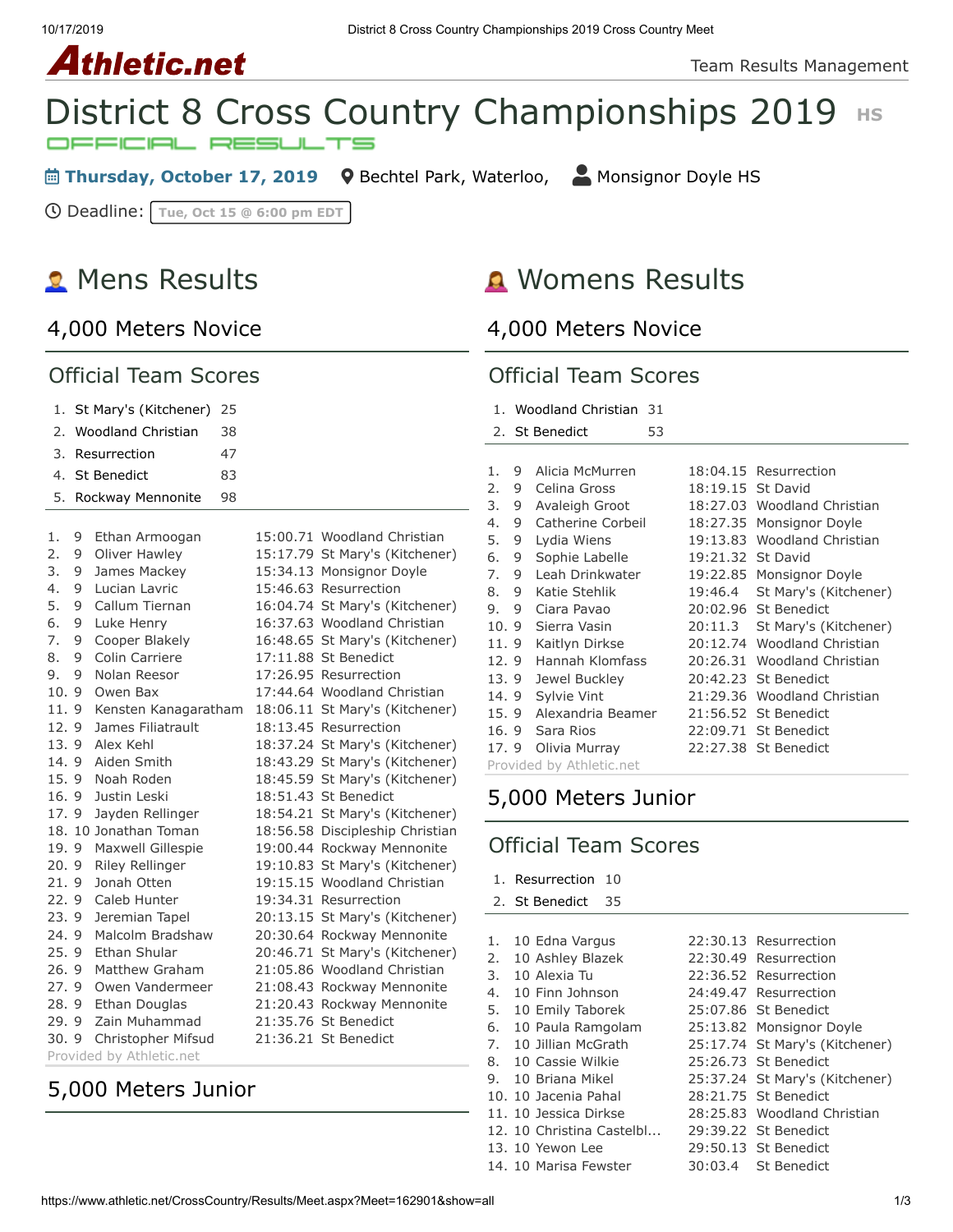Athletic.net

Team Results Management

# District 8 Cross Country Championships 2019 HS

OFFICIAL RESULTS

**Thursday, October 17, 2019** Bechtel Park, Waterloo, Monsignor Doyle HS

Deadline: Tue, Oct 15 @ 6:00 pm EDT

## Mens Results

### 4,000 Meters Novice

#### Official Team Scores

| | | |
|---|---|---|
| 1. | St Mary's (Kitchener) | 25 |
| 2. | Woodland Christian | 38 |
| 3. | Resurrection | 47 |
| 4. | St Benedict | 83 |
| 5. | Rockway Mennonite | 98 |

| | | | | |
|---|---|---|---|---|
| 1. | 9 | Ethan Armoogan | 15:00.71 | Woodland Christian |
| 2. | 9 | Oliver Hawley | 15:17.79 | St Mary's (Kitchener) |
| 3. | 9 | James Mackey | 15:34.13 | Monsignor Doyle |
| 4. | 9 | Lucian Lavric | 15:46.63 | Resurrection |
| 5. | 9 | Callum Tiernan | 16:04.74 | St Mary's (Kitchener) |
| 6. | 9 | Luke Henry | 16:37.63 | Woodland Christian |
| 7. | 9 | Cooper Blakely | 16:48.65 | St Mary's (Kitchener) |
| 8. | 9 | Colin Carriere | 17:11.88 | St Benedict |
| 9. | 9 | Nolan Reesor | 17:26.95 | Resurrection |
| 10. | 9 | Owen Bax | 17:44.64 | Woodland Christian |
| 11. | 9 | Kensten Kanagaratham | 18:06.11 | St Mary's (Kitchener) |
| 12. | 9 | James Filiatrault | 18:13.45 | Resurrection |
| 13. | 9 | Alex Kehl | 18:37.24 | St Mary's (Kitchener) |
| 14. | 9 | Aiden Smith | 18:43.29 | St Mary's (Kitchener) |
| 15. | 9 | Noah Roden | 18:45.59 | St Mary's (Kitchener) |
| 16. | 9 | Justin Leski | 18:51.43 | St Benedict |
| 17. | 9 | Jayden Rellinger | 18:54.21 | St Mary's (Kitchener) |
| 18. | 10 | Jonathan Toman | 18:56.58 | Discipleship Christian |
| 19. | 9 | Maxwell Gillespie | 19:00.44 | Rockway Mennonite |
| 20. | 9 | Riley Rellinger | 19:10.83 | St Mary's (Kitchener) |
| 21. | 9 | Jonah Otten | 19:15.15 | Woodland Christian |
| 22. | 9 | Caleb Hunter | 19:34.31 | Resurrection |
| 23. | 9 | Jeremian Tapel | 20:13.15 | St Mary's (Kitchener) |
| 24. | 9 | Malcolm Bradshaw | 20:30.64 | Rockway Mennonite |
| 25. | 9 | Ethan Shular | 20:46.71 | St Mary's (Kitchener) |
| 26. | 9 | Matthew Graham | 21:05.86 | Woodland Christian |
| 27. | 9 | Owen Vandermeer | 21:08.43 | Rockway Mennonite |
| 28. | 9 | Ethan Douglas | 21:20.43 | Rockway Mennonite |
| 29. | 9 | Zain Muhammad | 21:35.76 | St Benedict |
| 30. | 9 | Christopher Mifsud | 21:36.21 | St Benedict |

Provided by Athletic.net

### 5,000 Meters Junior

## Womens Results

### 4,000 Meters Novice

#### Official Team Scores

| | | |
|---|---|---|
| 1. | Woodland Christian | 31 |
| 2. | St Benedict | 53 |

| | | | | |
|---|---|---|---|---|
| 1. | 9 | Alicia McMurren | 18:04.15 | Resurrection |
| 2. | 9 | Celina Gross | 18:19.15 | St David |
| 3. | 9 | Avaleigh Groot | 18:27.03 | Woodland Christian |
| 4. | 9 | Catherine Corbeil | 18:27.35 | Monsignor Doyle |
| 5. | 9 | Lydia Wiens | 19:13.83 | Woodland Christian |
| 6. | 9 | Sophie Labelle | 19:21.32 | St David |
| 7. | 9 | Leah Drinkwater | 19:22.85 | Monsignor Doyle |
| 8. | 9 | Katie Stehlik | 19:46.4 | St Mary's (Kitchener) |
| 9. | 9 | Ciara Pavao | 20:02.96 | St Benedict |
| 10. | 9 | Sierra Vasin | 20:11.3 | St Mary's (Kitchener) |
| 11. | 9 | Kaitlyn Dirkse | 20:12.74 | Woodland Christian |
| 12. | 9 | Hannah Klomfass | 20:26.31 | Woodland Christian |
| 13. | 9 | Jewel Buckley | 20:42.23 | St Benedict |
| 14. | 9 | Sylvie Vint | 21:29.36 | Woodland Christian |
| 15. | 9 | Alexandria Beamer | 21:56.52 | St Benedict |
| 16. | 9 | Sara Rios | 22:09.71 | St Benedict |
| 17. | 9 | Olivia Murray | 22:27.38 | St Benedict |

Provided by Athletic.net

### 5,000 Meters Junior

#### Official Team Scores

| | | |
|---|---|---|
| 1. | Resurrection | 10 |
| 2. | St Benedict | 35 |

| | | | | |
|---|---|---|---|---|
| 1. | 10 | Edna Vargus | 22:30.13 | Resurrection |
| 2. | 10 | Ashley Blazek | 22:30.49 | Resurrection |
| 3. | 10 | Alexia Tu | 22:36.52 | Resurrection |
| 4. | 10 | Finn Johnson | 24:49.47 | Resurrection |
| 5. | 10 | Emily Taborek | 25:07.86 | St Benedict |
| 6. | 10 | Paula Ramgolam | 25:13.82 | Monsignor Doyle |
| 7. | 10 | Jillian McGrath | 25:17.74 | St Mary's (Kitchener) |
| 8. | 10 | Cassie Wilkie | 25:26.73 | St Benedict |
| 9. | 10 | Briana Mikel | 25:37.24 | St Mary's (Kitchener) |
| 10. | 10 | Jacenia Pahal | 28:21.75 | St Benedict |
| 11. | 10 | Jessica Dirkse | 28:25.83 | Woodland Christian |
| 12. | 10 | Christina Castelbl... | 29:39.22 | St Benedict |
| 13. | 10 | Yewon Lee | 29:50.13 | St Benedict |
| 14. | 10 | Marisa Fewster | 30:03.4 | St Benedict |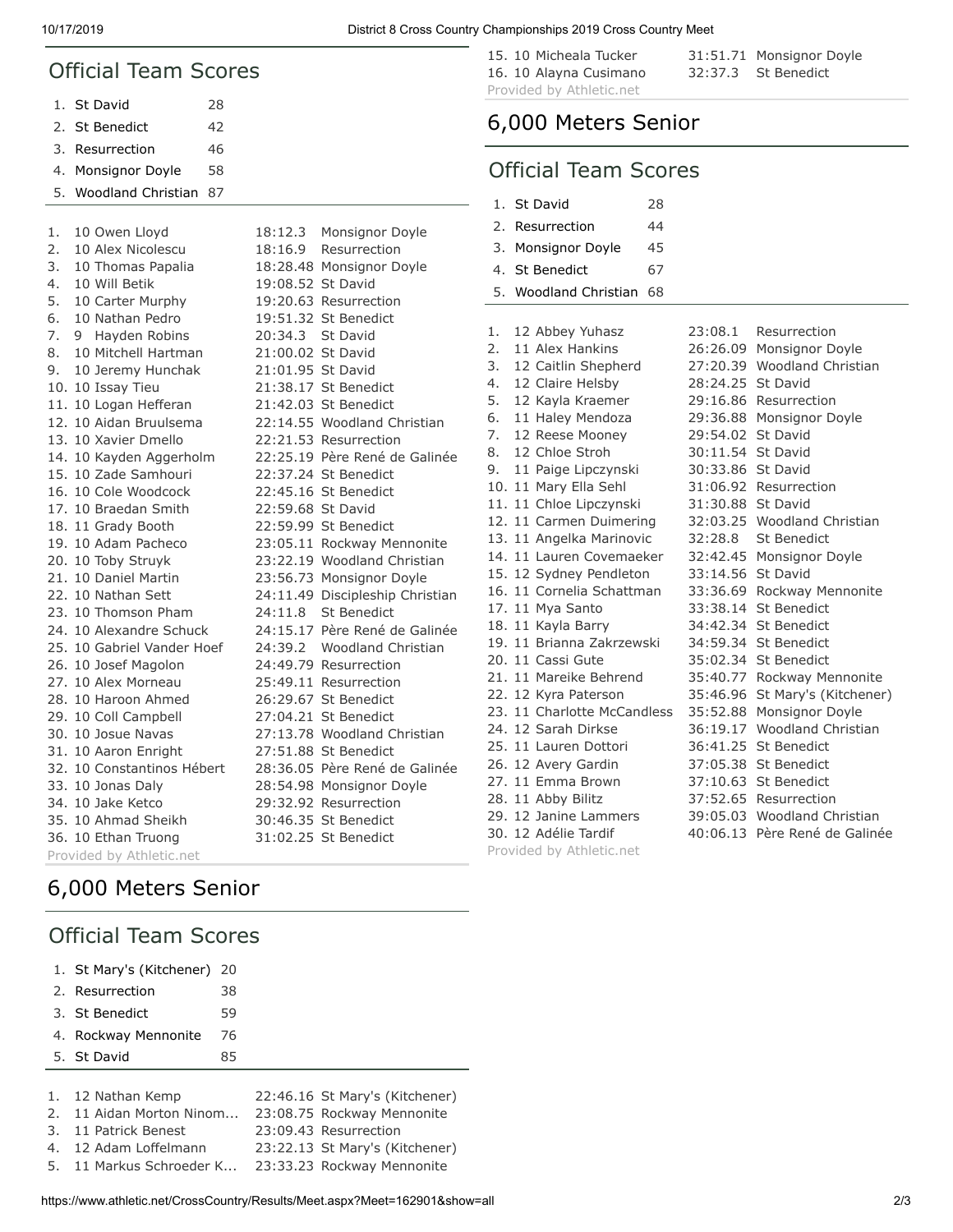## Official Team Scores

| | | |
|---|---|---|
| 1. | St David | 28 |
| 2. | St Benedict | 42 |
| 3. | Resurrection | 46 |
| 4. | Monsignor Doyle | 58 |
| 5. | Woodland Christian | 87 |

| | | | | |
|---|---|---|---|---|
| 1. | 10 | Owen Lloyd | 18:12.3 | Monsignor Doyle |
| 2. | 10 | Alex Nicolescu | 18:16.9 | Resurrection |
| 3. | 10 | Thomas Papalia | 18:28.48 | Monsignor Doyle |
| 4. | 10 | Will Betik | 19:08.52 | St David |
| 5. | 10 | Carter Murphy | 19:20.63 | Resurrection |
| 6. | 10 | Nathan Pedro | 19:51.32 | St Benedict |
| 7. | 9 | Hayden Robins | 20:34.3 | St David |
| 8. | 10 | Mitchell Hartman | 21:00.02 | St David |
| 9. | 10 | Jeremy Hunchak | 21:01.95 | St David |
| 10. | 10 | Issay Tieu | 21:38.17 | St Benedict |
| 11. | 10 | Logan Hefferan | 21:42.03 | St Benedict |
| 12. | 10 | Aidan Bruulsema | 22:14.55 | Woodland Christian |
| 13. | 10 | Xavier Dmello | 22:21.53 | Resurrection |
| 14. | 10 | Kayden Aggerholm | 22:25.19 | Père René de Galinée |
| 15. | 10 | Zade Samhouri | 22:37.24 | St Benedict |
| 16. | 10 | Cole Woodcock | 22:45.16 | St Benedict |
| 17. | 10 | Braedan Smith | 22:59.68 | St David |
| 18. | 11 | Grady Booth | 22:59.99 | St Benedict |
| 19. | 10 | Adam Pacheco | 23:05.11 | Rockway Mennonite |
| 20. | 10 | Toby Struyk | 23:22.19 | Woodland Christian |
| 21. | 10 | Daniel Martin | 23:56.73 | Monsignor Doyle |
| 22. | 10 | Nathan Sett | 24:11.49 | Discipleship Christian |
| 23. | 10 | Thomson Pham | 24:11.8 | St Benedict |
| 24. | 10 | Alexandre Schuck | 24:15.17 | Père René de Galinée |
| 25. | 10 | Gabriel Vander Hoef | 24:39.2 | Woodland Christian |
| 26. | 10 | Josef Magolon | 24:49.79 | Resurrection |
| 27. | 10 | Alex Morneau | 25:49.11 | Resurrection |
| 28. | 10 | Haroon Ahmed | 26:29.67 | St Benedict |
| 29. | 10 | Coll Campbell | 27:04.21 | St Benedict |
| 30. | 10 | Josue Navas | 27:13.78 | Woodland Christian |
| 31. | 10 | Aaron Enright | 27:51.88 | St Benedict |
| 32. | 10 | Constantinos Hébert | 28:36.05 | Père René de Galinée |
| 33. | 10 | Jonas Daly | 28:54.98 | Monsignor Doyle |
| 34. | 10 | Jake Ketco | 29:32.92 | Resurrection |
| 35. | 10 | Ahmad Sheikh | 30:46.35 | St Benedict |
| 36. | 10 | Ethan Truong | 31:02.25 | St Benedict |

Provided by Athletic.net

# 6,000 Meters Senior

## Official Team Scores

| | | |
|---|---|---|
| 1. | St Mary's (Kitchener) | 20 |
| 2. | Resurrection | 38 |
| 3. | St Benedict | 59 |
| 4. | Rockway Mennonite | 76 |
| 5. | St David | 85 |

| | | | | |
|---|---|---|---|---|
| 1. | 12 | Nathan Kemp | 22:46.16 | St Mary's (Kitchener) |
| 2. | 11 | Aidan Morton Ninom... | 23:08.75 | Rockway Mennonite |
| 3. | 11 | Patrick Benest | 23:09.43 | Resurrection |
| 4. | 12 | Adam Loffelmann | 23:22.13 | St Mary's (Kitchener) |
| 5. | 11 | Markus Schroeder K... | 23:33.23 | Rockway Mennonite |

| | | | | |
|---|---|---|---|---|
| 15. | 10 | Micheala Tucker | 31:51.71 | Monsignor Doyle |
| 16. | 10 | Alayna Cusimano | 32:37.3 | St Benedict |

Provided by Athletic.net

# 6,000 Meters Senior

## Official Team Scores

| | | |
|---|---|---|
| 1. | St David | 28 |
| 2. | Resurrection | 44 |
| 3. | Monsignor Doyle | 45 |
| 4. | St Benedict | 67 |
| 5. | Woodland Christian | 68 |

| | | | | |
|---|---|---|---|---|
| 1. | 12 | Abbey Yuhasz | 23:08.1 | Resurrection |
| 2. | 11 | Alex Hankins | 26:26.09 | Monsignor Doyle |
| 3. | 12 | Caitlin Shepherd | 27:20.39 | Woodland Christian |
| 4. | 12 | Claire Helsby | 28:24.25 | St David |
| 5. | 12 | Kayla Kraemer | 29:16.86 | Resurrection |
| 6. | 11 | Haley Mendoza | 29:36.88 | Monsignor Doyle |
| 7. | 12 | Reese Mooney | 29:54.02 | St David |
| 8. | 12 | Chloe Stroh | 30:11.54 | St David |
| 9. | 11 | Paige Lipczynski | 30:33.86 | St David |
| 10. | 11 | Mary Ella Sehl | 31:06.92 | Resurrection |
| 11. | 11 | Chloe Lipczynski | 31:30.88 | St David |
| 12. | 11 | Carmen Duimering | 32:03.25 | Woodland Christian |
| 13. | 11 | Angelka Marinovic | 32:28.8 | St Benedict |
| 14. | 11 | Lauren Covemaeker | 32:42.45 | Monsignor Doyle |
| 15. | 12 | Sydney Pendleton | 33:14.56 | St David |
| 16. | 11 | Cornelia Schattman | 33:36.69 | Rockway Mennonite |
| 17. | 11 | Mya Santo | 33:38.14 | St Benedict |
| 18. | 11 | Kayla Barry | 34:42.34 | St Benedict |
| 19. | 11 | Brianna Zakrzewski | 34:59.34 | St Benedict |
| 20. | 11 | Cassi Gute | 35:02.34 | St Benedict |
| 21. | 11 | Mareike Behrend | 35:40.77 | Rockway Mennonite |
| 22. | 12 | Kyra Paterson | 35:46.96 | St Mary's (Kitchener) |
| 23. | 11 | Charlotte McCandless | 35:52.88 | Monsignor Doyle |
| 24. | 12 | Sarah Dirkse | 36:19.17 | Woodland Christian |
| 25. | 11 | Lauren Dottori | 36:41.25 | St Benedict |
| 26. | 12 | Avery Gardin | 37:05.38 | St Benedict |
| 27. | 11 | Emma Brown | 37:10.63 | St Benedict |
| 28. | 11 | Abby Bilitz | 37:52.65 | Resurrection |
| 29. | 12 | Janine Lammers | 39:05.03 | Woodland Christian |
| 30. | 12 | Adélie Tardif | 40:06.13 | Père René de Galinée |

Provided by Athletic.net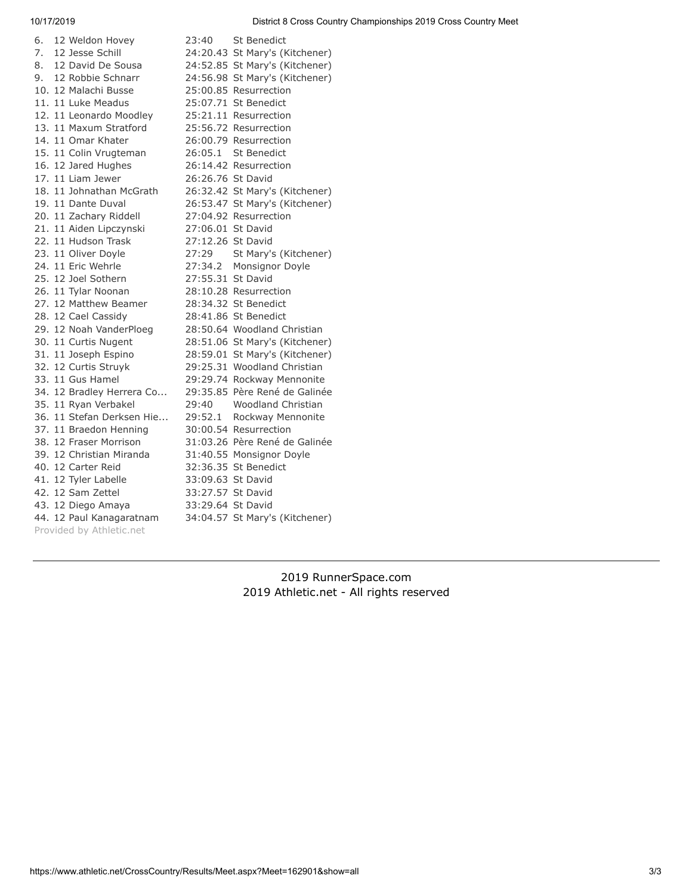| | | | | |
|---|---|---|---|---|
| 6. | 12 | Weldon Hovey | 23:40 | St Benedict |
| 7. | 12 | Jesse Schill | 24:20.43 | St Mary's (Kitchener) |
| 8. | 12 | David De Sousa | 24:52.85 | St Mary's (Kitchener) |
| 9. | 12 | Robbie Schnarr | 24:56.98 | St Mary's (Kitchener) |
| 10. | 12 | Malachi Busse | 25:00.85 | Resurrection |
| 11. | 11 | Luke Meadus | 25:07.71 | St Benedict |
| 12. | 11 | Leonardo Moodley | 25:21.11 | Resurrection |
| 13. | 11 | Maxum Stratford | 25:56.72 | Resurrection |
| 14. | 11 | Omar Khater | 26:00.79 | Resurrection |
| 15. | 11 | Colin Vrugteman | 26:05.1 | St Benedict |
| 16. | 12 | Jared Hughes | 26:14.42 | Resurrection |
| 17. | 11 | Liam Jewer | 26:26.76 | St David |
| 18. | 11 | Johnathan McGrath | 26:32.42 | St Mary's (Kitchener) |
| 19. | 11 | Dante Duval | 26:53.47 | St Mary's (Kitchener) |
| 20. | 11 | Zachary Riddell | 27:04.92 | Resurrection |
| 21. | 11 | Aiden Lipczynski | 27:06.01 | St David |
| 22. | 11 | Hudson Trask | 27:12.26 | St David |
| 23. | 11 | Oliver Doyle | 27:29 | St Mary's (Kitchener) |
| 24. | 11 | Eric Wehrle | 27:34.2 | Monsignor Doyle |
| 25. | 12 | Joel Sothern | 27:55.31 | St David |
| 26. | 11 | Tylar Noonan | 28:10.28 | Resurrection |
| 27. | 12 | Matthew Beamer | 28:34.32 | St Benedict |
| 28. | 12 | Cael Cassidy | 28:41.86 | St Benedict |
| 29. | 12 | Noah VanderPloeg | 28:50.64 | Woodland Christian |
| 30. | 11 | Curtis Nugent | 28:51.06 | St Mary's (Kitchener) |
| 31. | 11 | Joseph Espino | 28:59.01 | St Mary's (Kitchener) |
| 32. | 12 | Curtis Struyk | 29:25.31 | Woodland Christian |
| 33. | 11 | Gus Hamel | 29:29.74 | Rockway Mennonite |
| 34. | 12 | Bradley Herrera Co... | 29:35.85 | Père René de Galinée |
| 35. | 11 | Ryan Verbakel | 29:40 | Woodland Christian |
| 36. | 11 | Stefan Derksen Hie... | 29:52.1 | Rockway Mennonite |
| 37. | 11 | Braedon Henning | 30:00.54 | Resurrection |
| 38. | 12 | Fraser Morrison | 31:03.26 | Père René de Galinée |
| 39. | 12 | Christian Miranda | 31:40.55 | Monsignor Doyle |
| 40. | 12 | Carter Reid | 32:36.35 | St Benedict |
| 41. | 12 | Tyler Labelle | 33:09.63 | St David |
| 42. | 12 | Sam Zettel | 33:27.57 | St David |
| 43. | 12 | Diego Amaya | 33:29.64 | St David |
| 44. | 12 | Paul Kanagaratnam | 34:04.57 | St Mary's (Kitchener) |

Provided by Athletic.net

2019 RunnerSpace.com
2019 Athletic.net - All rights reserved